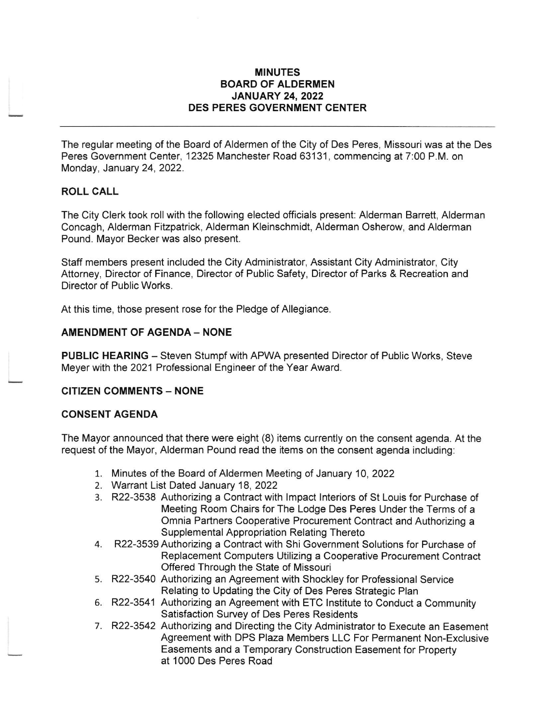# MINUTES
## BOARD OF ALDERMEN
## JANUARY 24, 2022
## DES PERES GOVERNMENT CENTER

---

The regular meeting of the Board of Aldermen of the City of Des Peres, Missouri was at the Des Peres Government Center, 12325 Manchester Road 63131, commencing at 7:00 P.M. on Monday, January 24, 2022.

**ROLL CALL**

The City Clerk took roll with the following elected officials present: Alderman Barrett, Alderman Concagh, Alderman Fitzpatrick, Alderman Kleinschmidt, Alderman Osherow, and Alderman Pound. Mayor Becker was also present.

Staff members present included the City Administrator, Assistant City Administrator, City Attorney, Director of Finance, Director of Public Safety, Director of Parks & Recreation and Director of Public Works.

At this time, those present rose for the Pledge of Allegiance.

**AMENDMENT OF AGENDA – NONE**

**PUBLIC HEARING** – Steven Stumpf with APWA presented Director of Public Works, Steve Meyer with the 2021 Professional Engineer of the Year Award.

**CITIZEN COMMENTS – NONE**

**CONSENT AGENDA**

The Mayor announced that there were eight (8) items currently on the consent agenda. At the request of the Mayor, Alderman Pound read the items on the consent agenda including:

1. Minutes of the Board of Aldermen Meeting of January 10, 2022
2. Warrant List Dated January 18, 2022
3. R22-3538 Authorizing a Contract with Impact Interiors of St Louis for Purchase of Meeting Room Chairs for The Lodge Des Peres Under the Terms of a Omnia Partners Cooperative Procurement Contract and Authorizing a Supplemental Appropriation Relating Thereto
4. R22-3539 Authorizing a Contract with Shi Government Solutions for Purchase of Replacement Computers Utilizing a Cooperative Procurement Contract Offered Through the State of Missouri
5. R22-3540 Authorizing an Agreement with Shockley for Professional Service Relating to Updating the City of Des Peres Strategic Plan
6. R22-3541 Authorizing an Agreement with ETC Institute to Conduct a Community Satisfaction Survey of Des Peres Residents
7. R22-3542 Authorizing and Directing the City Administrator to Execute an Easement Agreement with DPS Plaza Members LLC For Permanent Non-Exclusive Easements and a Temporary Construction Easement for Property at 1000 Des Peres Road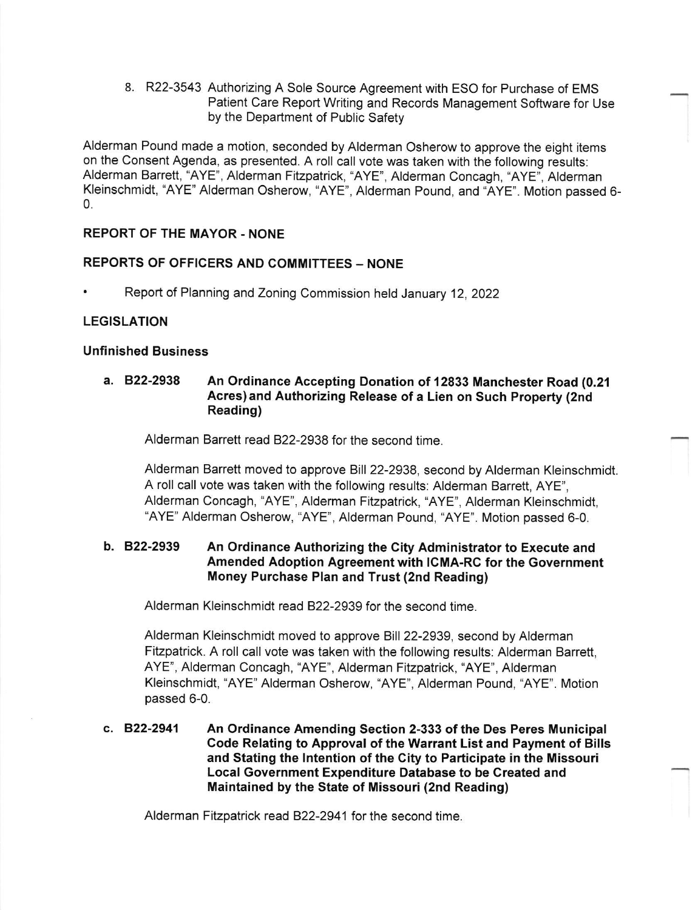8. R22-3543 Authorizing A Sole Source Agreement with ESO for Purchase of EMS Patient Care Report Writing and Records Management Software for Use by the Department of Public Safety

Alderman Pound made a motion, seconded by Alderman Osherow to approve the eight items on the Consent Agenda, as presented. A roll call vote was taken with the following results: Alderman Barrett, "AYE", Alderman Fitzpatrick, "AYE", Alderman Concagh, "AYE", Alderman Kleinschmidt, "AYE" Alderman Osherow, "AYE", Alderman Pound, and "AYE". Motion passed 6-0.

**REPORT OF THE MAYOR - NONE**

**REPORTS OF OFFICERS AND COMMITTEES – NONE**

- Report of Planning and Zoning Commission held January 12, 2022

**LEGISLATION**

**Unfinished Business**

**a. B22-2938 An Ordinance Accepting Donation of 12833 Manchester Road (0.21 Acres) and Authorizing Release of a Lien on Such Property (2nd Reading)**

Alderman Barrett read B22-2938 for the second time.

Alderman Barrett moved to approve Bill 22-2938, second by Alderman Kleinschmidt. A roll call vote was taken with the following results: Alderman Barrett, AYE", Alderman Concagh, "AYE", Alderman Fitzpatrick, "AYE", Alderman Kleinschmidt, "AYE" Alderman Osherow, "AYE", Alderman Pound, "AYE". Motion passed 6-0.

**b. B22-2939 An Ordinance Authorizing the City Administrator to Execute and Amended Adoption Agreement with ICMA-RC for the Government Money Purchase Plan and Trust (2nd Reading)**

Alderman Kleinschmidt read B22-2939 for the second time.

Alderman Kleinschmidt moved to approve Bill 22-2939, second by Alderman Fitzpatrick. A roll call vote was taken with the following results: Alderman Barrett, AYE", Alderman Concagh, "AYE", Alderman Fitzpatrick, "AYE", Alderman Kleinschmidt, "AYE" Alderman Osherow, "AYE", Alderman Pound, "AYE". Motion passed 6-0.

**c. B22-2941 An Ordinance Amending Section 2-333 of the Des Peres Municipal Code Relating to Approval of the Warrant List and Payment of Bills and Stating the Intention of the City to Participate in the Missouri Local Government Expenditure Database to be Created and Maintained by the State of Missouri (2nd Reading)**

Alderman Fitzpatrick read B22-2941 for the second time.